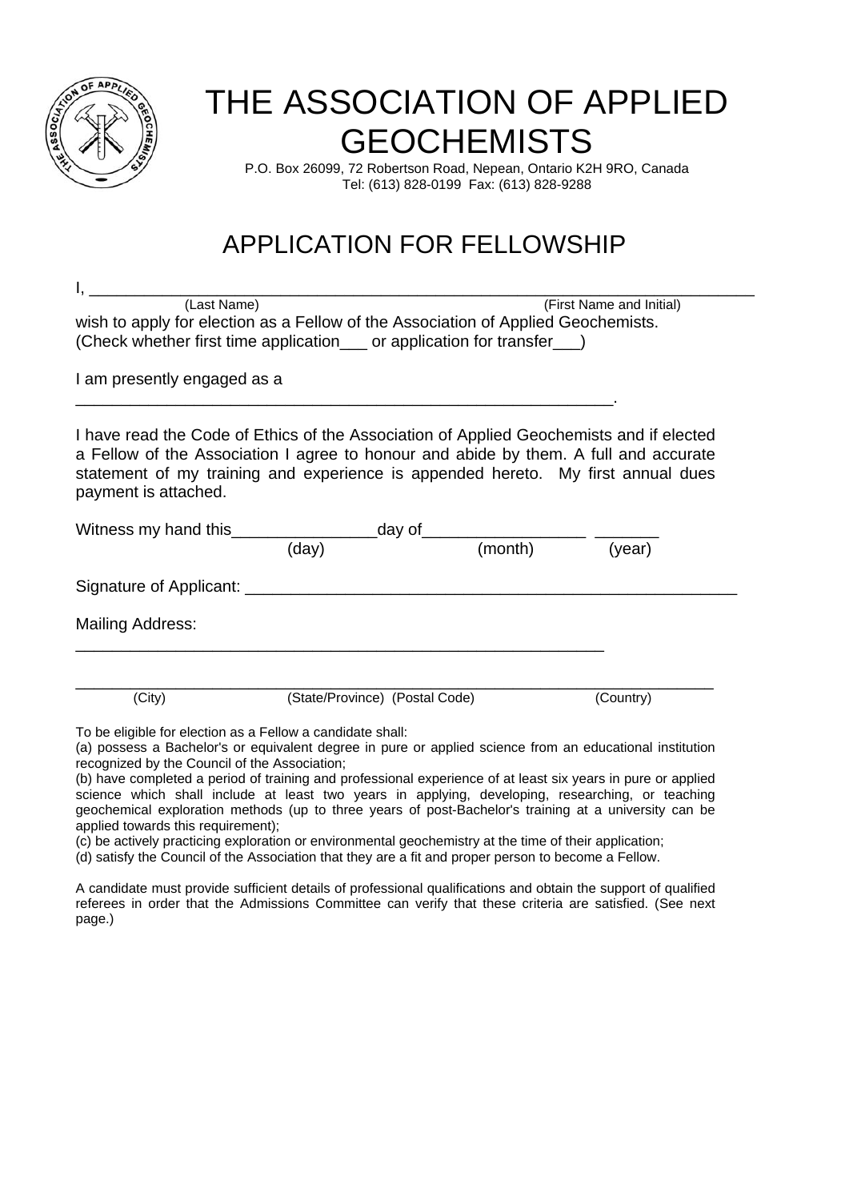# THE ASSOCIATION OF APPLIED GEOCHEMISTS

P.O. Box 26099, 72 Robertson Road, Nepean, Ontario K2H 9RO, Canada
Tel: (613) 828-0199 Fax: (613) 828-9288

## APPLICATION FOR FELLOWSHIP

I, ______________________________________________________________________________
(Last Name) (First Name and Initial)

wish to apply for election as a Fellow of the Association of Applied Geochemists.
(Check whether first time application___ or application for transfer___)

I am presently engaged as a
____________________________________________________________.

I have read the Code of Ethics of the Association of Applied Geochemists and if elected a Fellow of the Association I agree to honour and abide by them. A full and accurate statement of my training and experience is appended hereto. My first annual dues payment is attached.

Witness my hand this________________day of_________________ _______
(day) (month) (year)

Signature of Applicant: ________________________________________________________

Mailing Address:
____________________________________________________________

________________________________________________________________________
(City) (State/Province) (Postal Code) (Country)

To be eligible for election as a Fellow a candidate shall:

(a) possess a Bachelor's or equivalent degree in pure or applied science from an educational institution recognized by the Council of the Association;

(b) have completed a period of training and professional experience of at least six years in pure or applied science which shall include at least two years in applying, developing, researching, or teaching geochemical exploration methods (up to three years of post-Bachelor's training at a university can be applied towards this requirement);

(c) be actively practicing exploration or environmental geochemistry at the time of their application;

(d) satisfy the Council of the Association that they are a fit and proper person to become a Fellow.

A candidate must provide sufficient details of professional qualifications and obtain the support of qualified referees in order that the Admissions Committee can verify that these criteria are satisfied. (See next page.)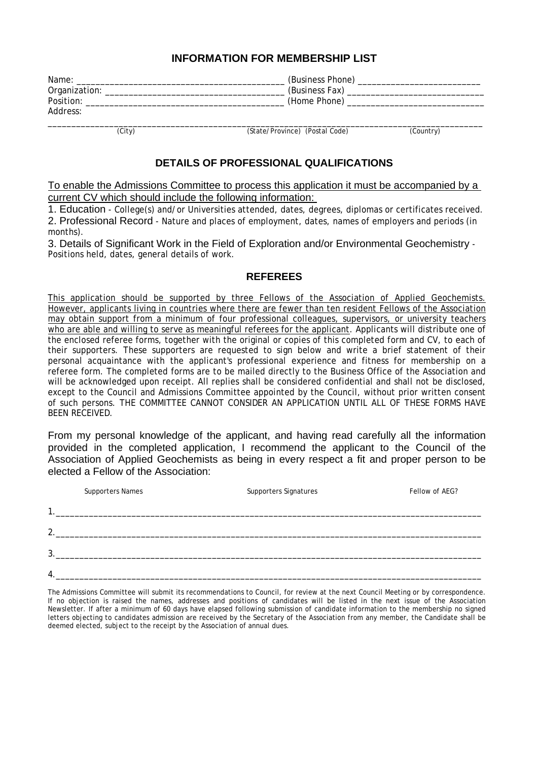## INFORMATION FOR MEMBERSHIP LIST

Name: ___________________________________________ (Business Phone) __________________________
Organization: ______________________________________ (Business Fax) _____________________________
Position: ________________________________________ (Home Phone) _____________________________
Address:

______________________________________________________________________________________
(City) (State/Province) (Postal Code) (Country)

## DETAILS OF PROFESSIONAL QUALIFICATIONS

To enable the Admissions Committee to process this application it must be accompanied by a current CV which should include the following information:

1. Education - College(s) and/or Universities attended, dates, degrees, diplomas or certificates received.
2. Professional Record - Nature and places of employment, dates, names of employers and periods (in months).
3. Details of Significant Work in the Field of Exploration and/or Environmental Geochemistry - Positions held, dates, general details of work.

## REFEREES

This application should be supported by three Fellows of the Association of Applied Geochemists. However, applicants living in countries where there are fewer than ten resident Fellows of the Association may obtain support from a minimum of four professional colleagues, supervisors, or university teachers who are able and willing to serve as meaningful referees for the applicant. Applicants will distribute one of the enclosed referee forms, together with the original or copies of this completed form and CV, to each of their supporters. These supporters are requested to sign below and write a brief statement of their personal acquaintance with the applicant's professional experience and fitness for membership on a referee form. The completed forms are to be mailed directly to the Business Office of the Association and will be acknowledged upon receipt. All replies shall be considered confidential and shall not be disclosed, except to the Council and Admissions Committee appointed by the Council, without prior written consent of such persons. THE COMMITTEE CANNOT CONSIDER AN APPLICATION UNTIL ALL OF THESE FORMS HAVE BEEN RECEIVED.

From my personal knowledge of the applicant, and having read carefully all the information provided in the completed application, I recommend the applicant to the Council of the Association of Applied Geochemists as being in every respect a fit and proper person to be elected a Fellow of the Association:

| | Supporters Names | Supporters Signatures | Fellow of AEG? |
|---|---|---|---|
| 1. | | | |
| 2. | | | |
| 3. | | | |
| 4. | | | |

The Admissions Committee will submit its recommendations to Council, for review at the next Council Meeting or by correspondence. If no objection is raised the names, addresses and positions of candidates will be listed in the next issue of the Association Newsletter. If after a minimum of 60 days have elapsed following submission of candidate information to the membership no signed letters objecting to candidates admission are received by the Secretary of the Association from any member, the Candidate shall be deemed elected, subject to the receipt by the Association of annual dues.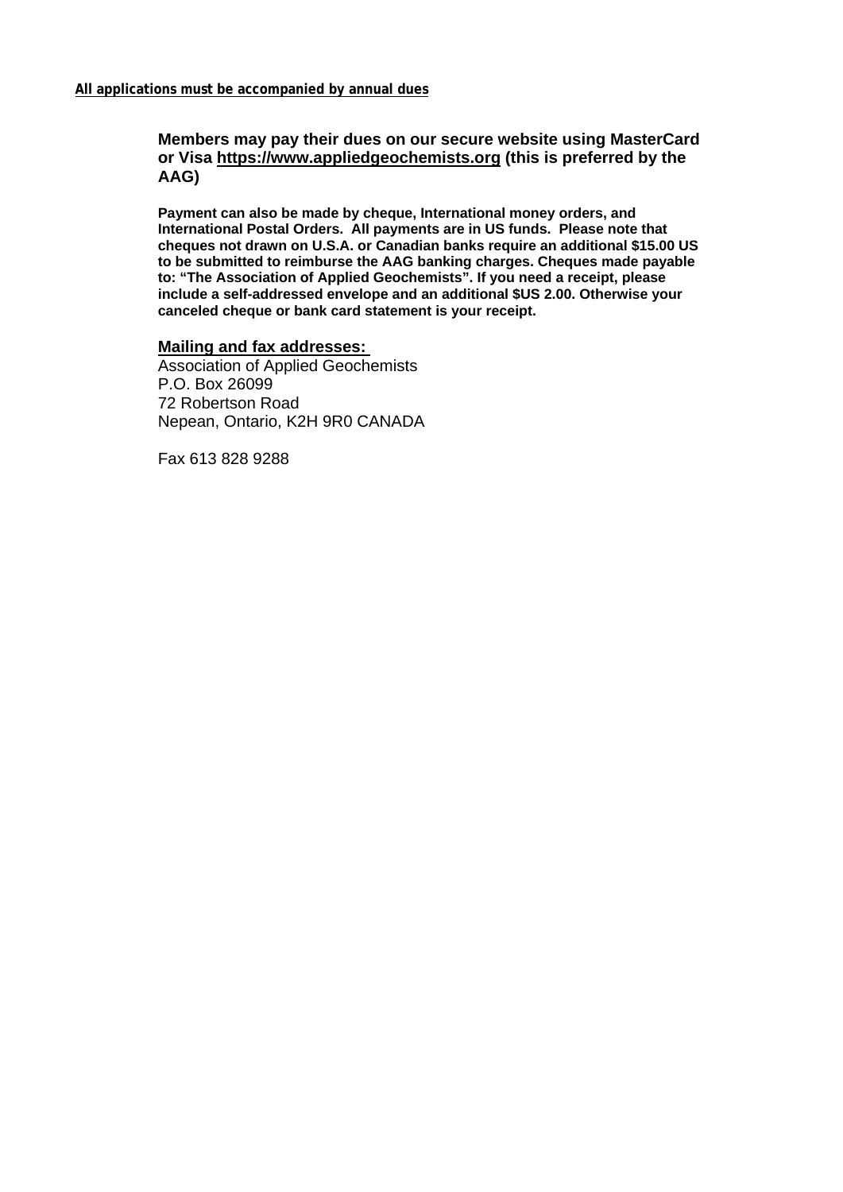**All applications must be accompanied by annual dues**

**Members may pay their dues on our secure website using MasterCard or Visa https://www.appliedgeochemists.org (this is preferred by the AAG)**

**Payment can also be made by cheque, International money orders, and International Postal Orders. All payments are in US funds. Please note that cheques not drawn on U.S.A. or Canadian banks require an additional $15.00 US to be submitted to reimburse the AAG banking charges. Cheques made payable to: "The Association of Applied Geochemists". If you need a receipt, please include a self-addressed envelope and an additional $US 2.00. Otherwise your canceled cheque or bank card statement is your receipt.**

**Mailing and fax addresses:**

Association of Applied Geochemists
P.O. Box 26099
72 Robertson Road
Nepean, Ontario, K2H 9R0 CANADA

Fax 613 828 9288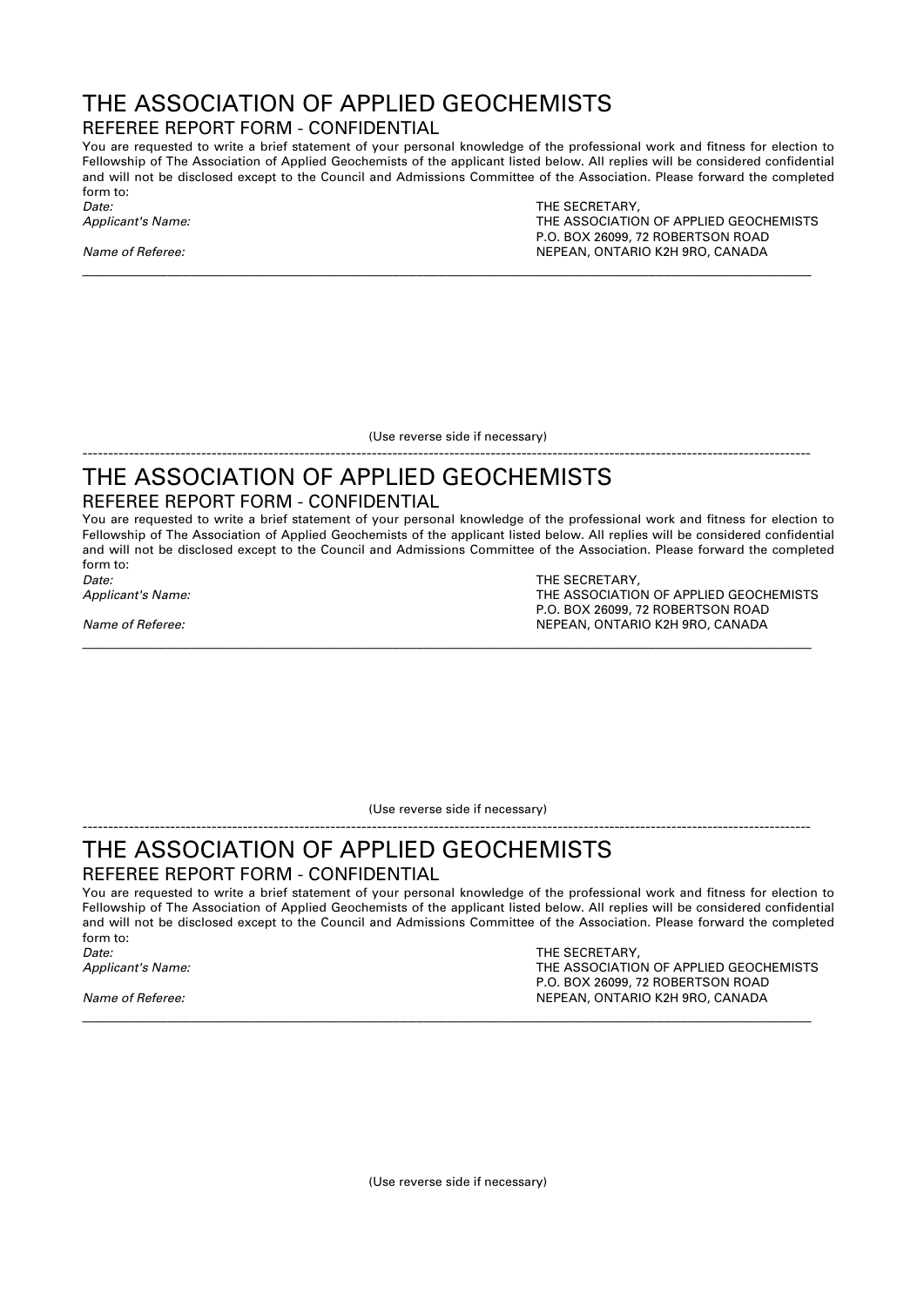# THE ASSOCIATION OF APPLIED GEOCHEMISTS

## REFEREE REPORT FORM - CONFIDENTIAL

You are requested to write a brief statement of your personal knowledge of the professional work and fitness for election to Fellowship of The Association of Applied Geochemists of the applicant listed below. All replies will be considered confidential and will not be disclosed except to the Council and Admissions Committee of the Association. Please forward the completed form to:

*Date:*

*Applicant's Name:*

*Name of Referee:*

THE SECRETARY,
THE ASSOCIATION OF APPLIED GEOCHEMISTS
P.O. BOX 26099, 72 ROBERTSON ROAD
NEPEAN, ONTARIO K2H 9RO, CANADA

---

(Use reverse side if necessary)

---

# THE ASSOCIATION OF APPLIED GEOCHEMISTS

## REFEREE REPORT FORM - CONFIDENTIAL

You are requested to write a brief statement of your personal knowledge of the professional work and fitness for election to Fellowship of The Association of Applied Geochemists of the applicant listed below. All replies will be considered confidential and will not be disclosed except to the Council and Admissions Committee of the Association. Please forward the completed form to:

*Date:*

*Applicant's Name:*

*Name of Referee:*

THE SECRETARY,
THE ASSOCIATION OF APPLIED GEOCHEMISTS
P.O. BOX 26099, 72 ROBERTSON ROAD
NEPEAN, ONTARIO K2H 9RO, CANADA

---

(Use reverse side if necessary)

---

# THE ASSOCIATION OF APPLIED GEOCHEMISTS

## REFEREE REPORT FORM - CONFIDENTIAL

You are requested to write a brief statement of your personal knowledge of the professional work and fitness for election to Fellowship of The Association of Applied Geochemists of the applicant listed below. All replies will be considered confidential and will not be disclosed except to the Council and Admissions Committee of the Association. Please forward the completed form to:

*Date:*

*Applicant's Name:*

*Name of Referee:*

THE SECRETARY,
THE ASSOCIATION OF APPLIED GEOCHEMISTS
P.O. BOX 26099, 72 ROBERTSON ROAD
NEPEAN, ONTARIO K2H 9RO, CANADA

---

(Use reverse side if necessary)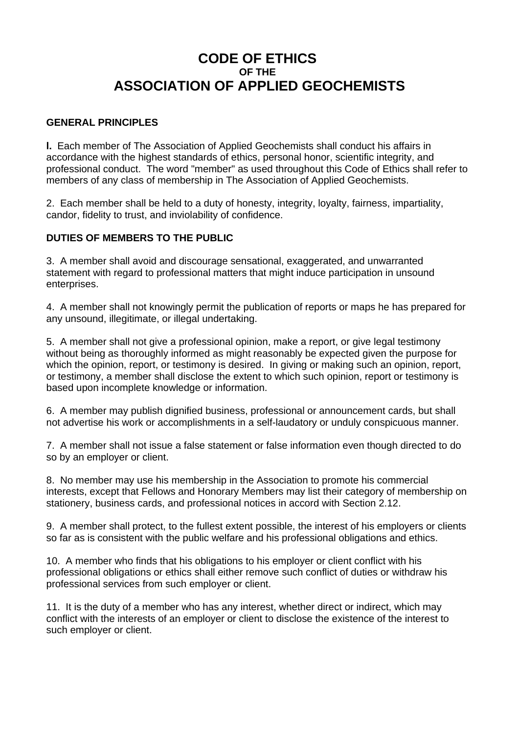# CODE OF ETHICS
### OF THE
# ASSOCIATION OF APPLIED GEOCHEMISTS

## GENERAL PRINCIPLES

**l.** Each member of The Association of Applied Geochemists shall conduct his affairs in accordance with the highest standards of ethics, personal honor, scientific integrity, and professional conduct. The word "member" as used throughout this Code of Ethics shall refer to members of any class of membership in The Association of Applied Geochemists.

2. Each member shall be held to a duty of honesty, integrity, loyalty, fairness, impartiality, candor, fidelity to trust, and inviolability of confidence.

## DUTIES OF MEMBERS TO THE PUBLIC

3. A member shall avoid and discourage sensational, exaggerated, and unwarranted statement with regard to professional matters that might induce participation in unsound enterprises.

4. A member shall not knowingly permit the publication of reports or maps he has prepared for any unsound, illegitimate, or illegal undertaking.

5. A member shall not give a professional opinion, make a report, or give legal testimony without being as thoroughly informed as might reasonably be expected given the purpose for which the opinion, report, or testimony is desired. In giving or making such an opinion, report, or testimony, a member shall disclose the extent to which such opinion, report or testimony is based upon incomplete knowledge or information.

6. A member may publish dignified business, professional or announcement cards, but shall not advertise his work or accomplishments in a self-laudatory or unduly conspicuous manner.

7. A member shall not issue a false statement or false information even though directed to do so by an employer or client.

8. No member may use his membership in the Association to promote his commercial interests, except that Fellows and Honorary Members may list their category of membership on stationery, business cards, and professional notices in accord with Section 2.12.

9. A member shall protect, to the fullest extent possible, the interest of his employers or clients so far as is consistent with the public welfare and his professional obligations and ethics.

10. A member who finds that his obligations to his employer or client conflict with his professional obligations or ethics shall either remove such conflict of duties or withdraw his professional services from such employer or client.

11. It is the duty of a member who has any interest, whether direct or indirect, which may conflict with the interests of an employer or client to disclose the existence of the interest to such employer or client.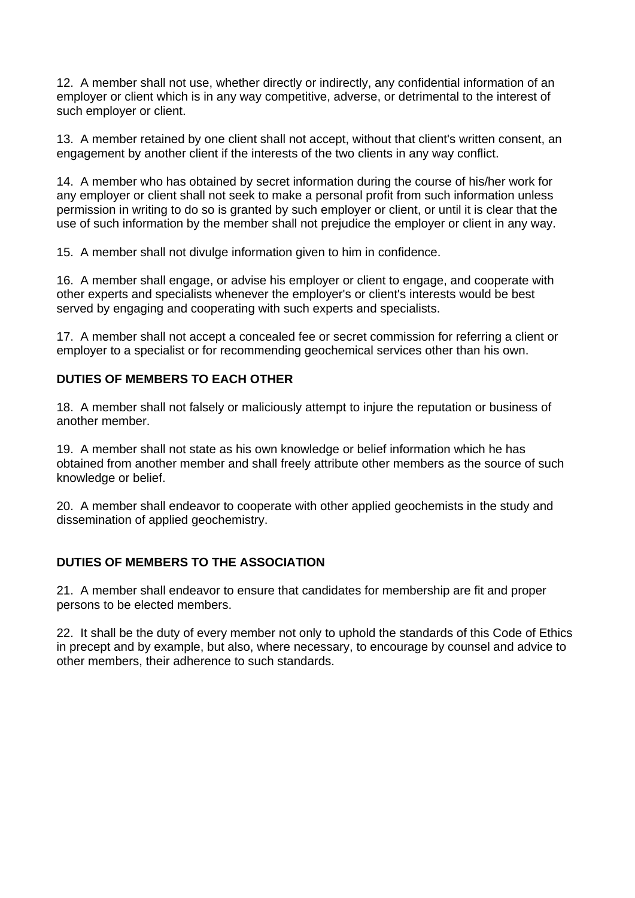12. A member shall not use, whether directly or indirectly, any confidential information of an employer or client which is in any way competitive, adverse, or detrimental to the interest of such employer or client.

13. A member retained by one client shall not accept, without that client's written consent, an engagement by another client if the interests of the two clients in any way conflict.

14. A member who has obtained by secret information during the course of his/her work for any employer or client shall not seek to make a personal profit from such information unless permission in writing to do so is granted by such employer or client, or until it is clear that the use of such information by the member shall not prejudice the employer or client in any way.

15. A member shall not divulge information given to him in confidence.

16. A member shall engage, or advise his employer or client to engage, and cooperate with other experts and specialists whenever the employer's or client's interests would be best served by engaging and cooperating with such experts and specialists.

17. A member shall not accept a concealed fee or secret commission for referring a client or employer to a specialist or for recommending geochemical services other than his own.

**DUTIES OF MEMBERS TO EACH OTHER**

18. A member shall not falsely or maliciously attempt to injure the reputation or business of another member.

19. A member shall not state as his own knowledge or belief information which he has obtained from another member and shall freely attribute other members as the source of such knowledge or belief.

20. A member shall endeavor to cooperate with other applied geochemists in the study and dissemination of applied geochemistry.

**DUTIES OF MEMBERS TO THE ASSOCIATION**

21. A member shall endeavor to ensure that candidates for membership are fit and proper persons to be elected members.

22. It shall be the duty of every member not only to uphold the standards of this Code of Ethics in precept and by example, but also, where necessary, to encourage by counsel and advice to other members, their adherence to such standards.